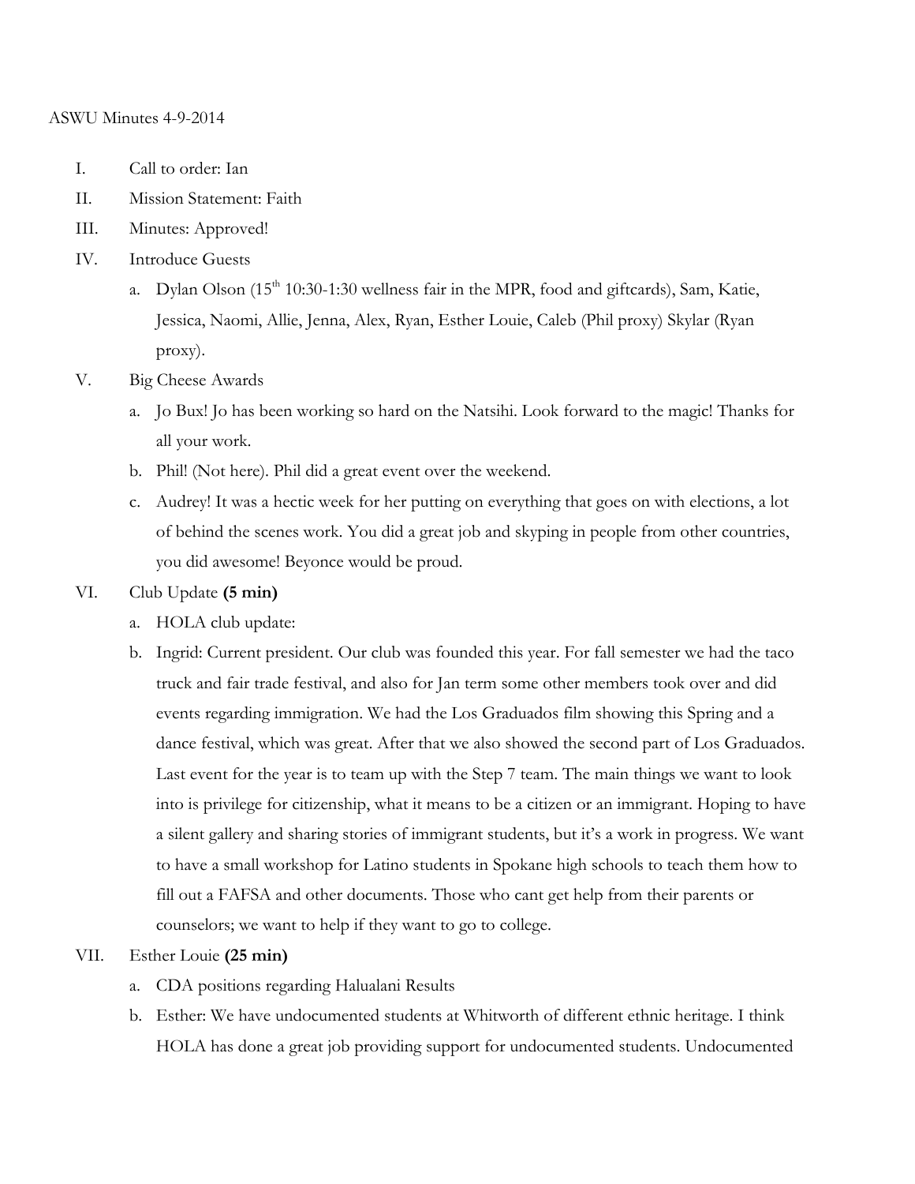ASWU Minutes 4-9-2014

I. Call to order: Ian

II. Mission Statement: Faith

III. Minutes: Approved!

IV. Introduce Guests

   a. Dylan Olson (15th 10:30-1:30 wellness fair in the MPR, food and giftcards), Sam, Katie, Jessica, Naomi, Allie, Jenna, Alex, Ryan, Esther Louie, Caleb (Phil proxy) Skylar (Ryan proxy).

V. Big Cheese Awards

   a. Jo Bux! Jo has been working so hard on the Natsihi. Look forward to the magic! Thanks for all your work.

   b. Phil! (Not here). Phil did a great event over the weekend.

   c. Audrey! It was a hectic week for her putting on everything that goes on with elections, a lot of behind the scenes work. You did a great job and skyping in people from other countries, you did awesome! Beyonce would be proud.

VI. Club Update **(5 min)**

   a. HOLA club update:

   b. Ingrid: Current president. Our club was founded this year. For fall semester we had the taco truck and fair trade festival, and also for Jan term some other members took over and did events regarding immigration. We had the Los Graduados film showing this Spring and a dance festival, which was great. After that we also showed the second part of Los Graduados. Last event for the year is to team up with the Step 7 team. The main things we want to look into is privilege for citizenship, what it means to be a citizen or an immigrant. Hoping to have a silent gallery and sharing stories of immigrant students, but it's a work in progress. We want to have a small workshop for Latino students in Spokane high schools to teach them how to fill out a FAFSA and other documents. Those who cant get help from their parents or counselors; we want to help if they want to go to college.

VII. Esther Louie **(25 min)**

   a. CDA positions regarding Halualani Results

   b. Esther: We have undocumented students at Whitworth of different ethnic heritage. I think HOLA has done a great job providing support for undocumented students. Undocumented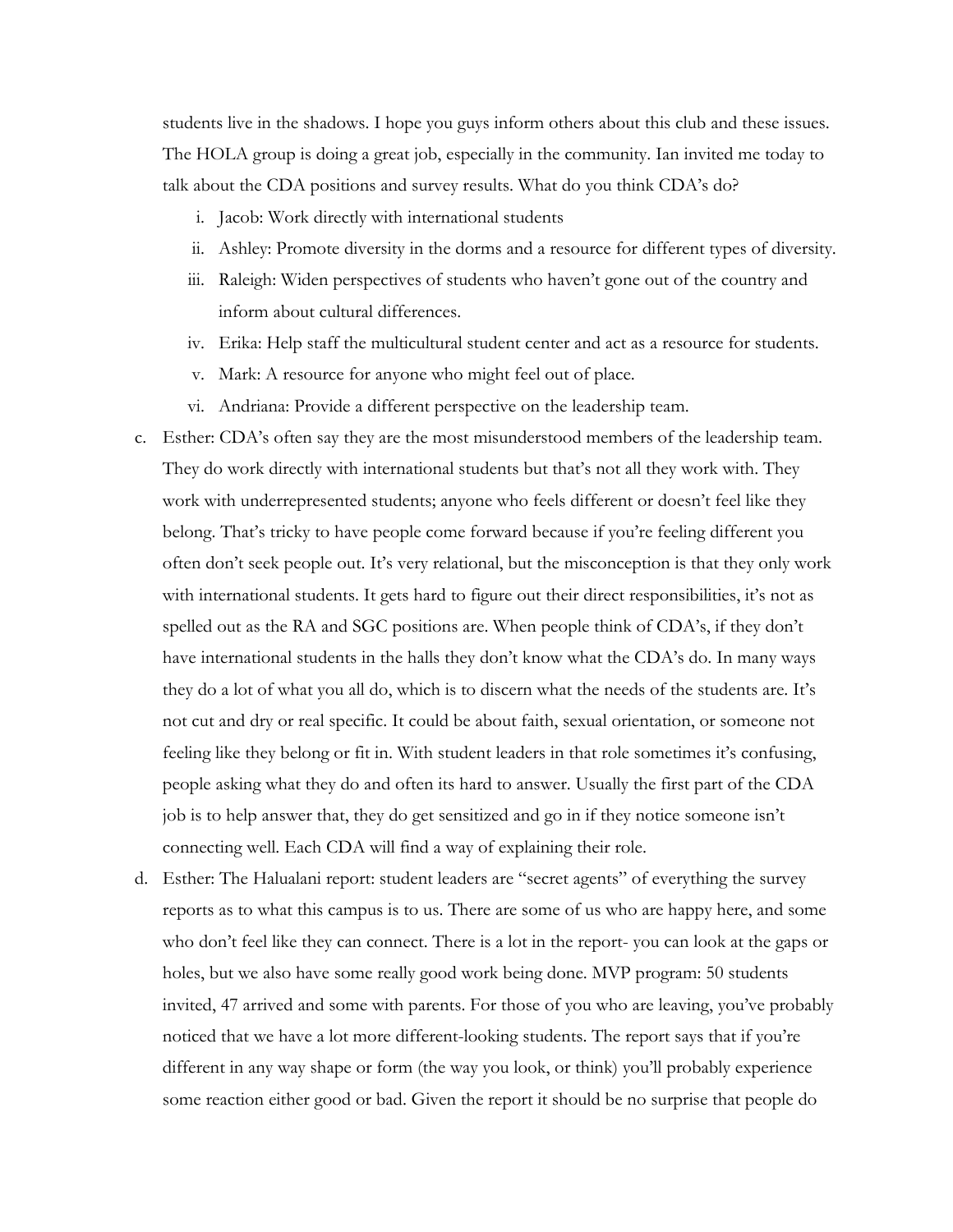students live in the shadows. I hope you guys inform others about this club and these issues. The HOLA group is doing a great job, especially in the community. Ian invited me today to talk about the CDA positions and survey results. What do you think CDA's do?

   i. Jacob: Work directly with international students
   ii. Ashley: Promote diversity in the dorms and a resource for different types of diversity.
   iii. Raleigh: Widen perspectives of students who haven't gone out of the country and inform about cultural differences.
   iv. Erika: Help staff the multicultural student center and act as a resource for students.
   v. Mark: A resource for anyone who might feel out of place.
   vi. Andriana: Provide a different perspective on the leadership team.

c. Esther: CDA's often say they are the most misunderstood members of the leadership team. They do work directly with international students but that's not all they work with. They work with underrepresented students; anyone who feels different or doesn't feel like they belong. That's tricky to have people come forward because if you're feeling different you often don't seek people out. It's very relational, but the misconception is that they only work with international students. It gets hard to figure out their direct responsibilities, it's not as spelled out as the RA and SGC positions are. When people think of CDA's, if they don't have international students in the halls they don't know what the CDA's do. In many ways they do a lot of what you all do, which is to discern what the needs of the students are. It's not cut and dry or real specific. It could be about faith, sexual orientation, or someone not feeling like they belong or fit in. With student leaders in that role sometimes it's confusing, people asking what they do and often its hard to answer. Usually the first part of the CDA job is to help answer that, they do get sensitized and go in if they notice someone isn't connecting well. Each CDA will find a way of explaining their role.

d. Esther: The Halualani report: student leaders are "secret agents" of everything the survey reports as to what this campus is to us. There are some of us who are happy here, and some who don't feel like they can connect. There is a lot in the report- you can look at the gaps or holes, but we also have some really good work being done. MVP program: 50 students invited, 47 arrived and some with parents. For those of you who are leaving, you've probably noticed that we have a lot more different-looking students. The report says that if you're different in any way shape or form (the way you look, or think) you'll probably experience some reaction either good or bad. Given the report it should be no surprise that people do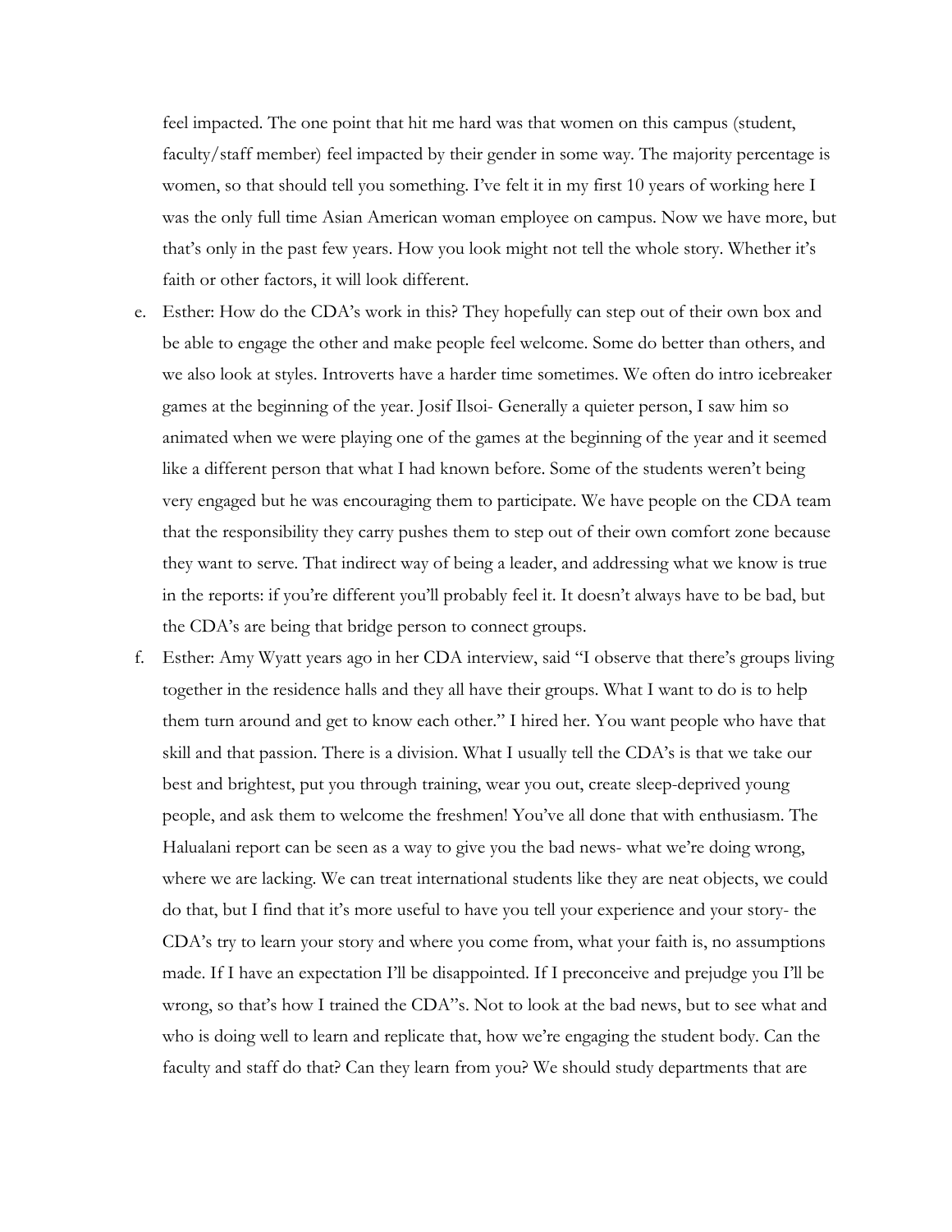feel impacted. The one point that hit me hard was that women on this campus (student, faculty/staff member) feel impacted by their gender in some way. The majority percentage is women, so that should tell you something. I've felt it in my first 10 years of working here I was the only full time Asian American woman employee on campus. Now we have more, but that's only in the past few years. How you look might not tell the whole story. Whether it's faith or other factors, it will look different.

e. Esther: How do the CDA's work in this? They hopefully can step out of their own box and be able to engage the other and make people feel welcome. Some do better than others, and we also look at styles. Introverts have a harder time sometimes. We often do intro icebreaker games at the beginning of the year. Josif Ilsoi- Generally a quieter person, I saw him so animated when we were playing one of the games at the beginning of the year and it seemed like a different person that what I had known before. Some of the students weren't being very engaged but he was encouraging them to participate. We have people on the CDA team that the responsibility they carry pushes them to step out of their own comfort zone because they want to serve. That indirect way of being a leader, and addressing what we know is true in the reports: if you're different you'll probably feel it. It doesn't always have to be bad, but the CDA's are being that bridge person to connect groups.

f. Esther: Amy Wyatt years ago in her CDA interview, said "I observe that there's groups living together in the residence halls and they all have their groups. What I want to do is to help them turn around and get to know each other." I hired her. You want people who have that skill and that passion. There is a division. What I usually tell the CDA's is that we take our best and brightest, put you through training, wear you out, create sleep-deprived young people, and ask them to welcome the freshmen! You've all done that with enthusiasm. The Halualani report can be seen as a way to give you the bad news- what we're doing wrong, where we are lacking. We can treat international students like they are neat objects, we could do that, but I find that it's more useful to have you tell your experience and your story- the CDA's try to learn your story and where you come from, what your faith is, no assumptions made. If I have an expectation I'll be disappointed. If I preconceive and prejudge you I'll be wrong, so that's how I trained the CDA"s. Not to look at the bad news, but to see what and who is doing well to learn and replicate that, how we're engaging the student body. Can the faculty and staff do that? Can they learn from you? We should study departments that are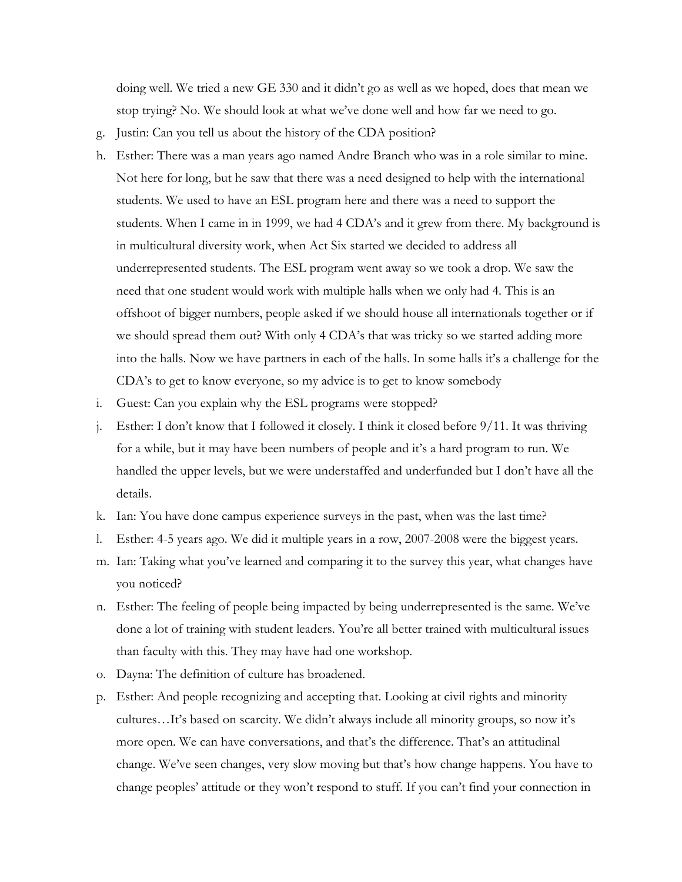doing well. We tried a new GE 330 and it didn't go as well as we hoped, does that mean we stop trying? No. We should look at what we've done well and how far we need to go.

g. Justin: Can you tell us about the history of the CDA position?
h. Esther: There was a man years ago named Andre Branch who was in a role similar to mine. Not here for long, but he saw that there was a need designed to help with the international students. We used to have an ESL program here and there was a need to support the students. When I came in in 1999, we had 4 CDA's and it grew from there. My background is in multicultural diversity work, when Act Six started we decided to address all underrepresented students. The ESL program went away so we took a drop. We saw the need that one student would work with multiple halls when we only had 4. This is an offshoot of bigger numbers, people asked if we should house all internationals together or if we should spread them out? With only 4 CDA's that was tricky so we started adding more into the halls. Now we have partners in each of the halls. In some halls it's a challenge for the CDA's to get to know everyone, so my advice is to get to know somebody
i. Guest: Can you explain why the ESL programs were stopped?
j. Esther: I don't know that I followed it closely. I think it closed before 9/11. It was thriving for a while, but it may have been numbers of people and it's a hard program to run. We handled the upper levels, but we were understaffed and underfunded but I don't have all the details.
k. Ian: You have done campus experience surveys in the past, when was the last time?
l. Esther: 4-5 years ago. We did it multiple years in a row, 2007-2008 were the biggest years.
m. Ian: Taking what you've learned and comparing it to the survey this year, what changes have you noticed?
n. Esther: The feeling of people being impacted by being underrepresented is the same. We've done a lot of training with student leaders. You're all better trained with multicultural issues than faculty with this. They may have had one workshop.
o. Dayna: The definition of culture has broadened.
p. Esther: And people recognizing and accepting that. Looking at civil rights and minority cultures…It's based on scarcity. We didn't always include all minority groups, so now it's more open. We can have conversations, and that's the difference. That's an attitudinal change. We've seen changes, very slow moving but that's how change happens. You have to change peoples' attitude or they won't respond to stuff. If you can't find your connection in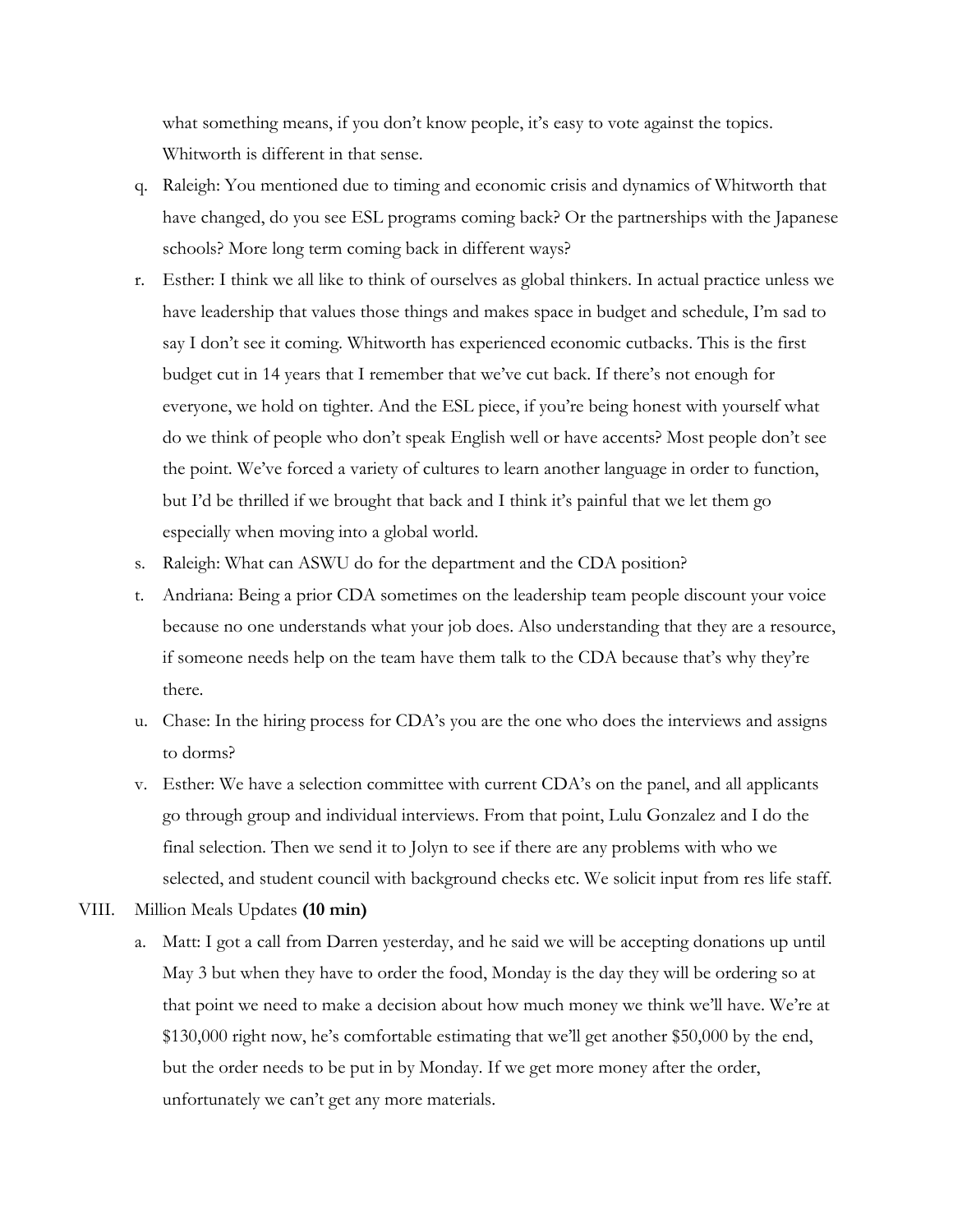what something means, if you don't know people, it's easy to vote against the topics. Whitworth is different in that sense.

q. Raleigh: You mentioned due to timing and economic crisis and dynamics of Whitworth that have changed, do you see ESL programs coming back? Or the partnerships with the Japanese schools? More long term coming back in different ways?

r. Esther: I think we all like to think of ourselves as global thinkers. In actual practice unless we have leadership that values those things and makes space in budget and schedule, I'm sad to say I don't see it coming. Whitworth has experienced economic cutbacks. This is the first budget cut in 14 years that I remember that we've cut back. If there's not enough for everyone, we hold on tighter. And the ESL piece, if you're being honest with yourself what do we think of people who don't speak English well or have accents? Most people don't see the point. We've forced a variety of cultures to learn another language in order to function, but I'd be thrilled if we brought that back and I think it's painful that we let them go especially when moving into a global world.

s. Raleigh: What can ASWU do for the department and the CDA position?

t. Andriana: Being a prior CDA sometimes on the leadership team people discount your voice because no one understands what your job does. Also understanding that they are a resource, if someone needs help on the team have them talk to the CDA because that's why they're there.

u. Chase: In the hiring process for CDA's you are the one who does the interviews and assigns to dorms?

v. Esther: We have a selection committee with current CDA's on the panel, and all applicants go through group and individual interviews. From that point, Lulu Gonzalez and I do the final selection. Then we send it to Jolyn to see if there are any problems with who we selected, and student council with background checks etc. We solicit input from res life staff.

VIII. Million Meals Updates **(10 min)**

a. Matt: I got a call from Darren yesterday, and he said we will be accepting donations up until May 3 but when they have to order the food, Monday is the day they will be ordering so at that point we need to make a decision about how much money we think we'll have. We're at $130,000 right now, he's comfortable estimating that we'll get another $50,000 by the end, but the order needs to be put in by Monday. If we get more money after the order, unfortunately we can't get any more materials.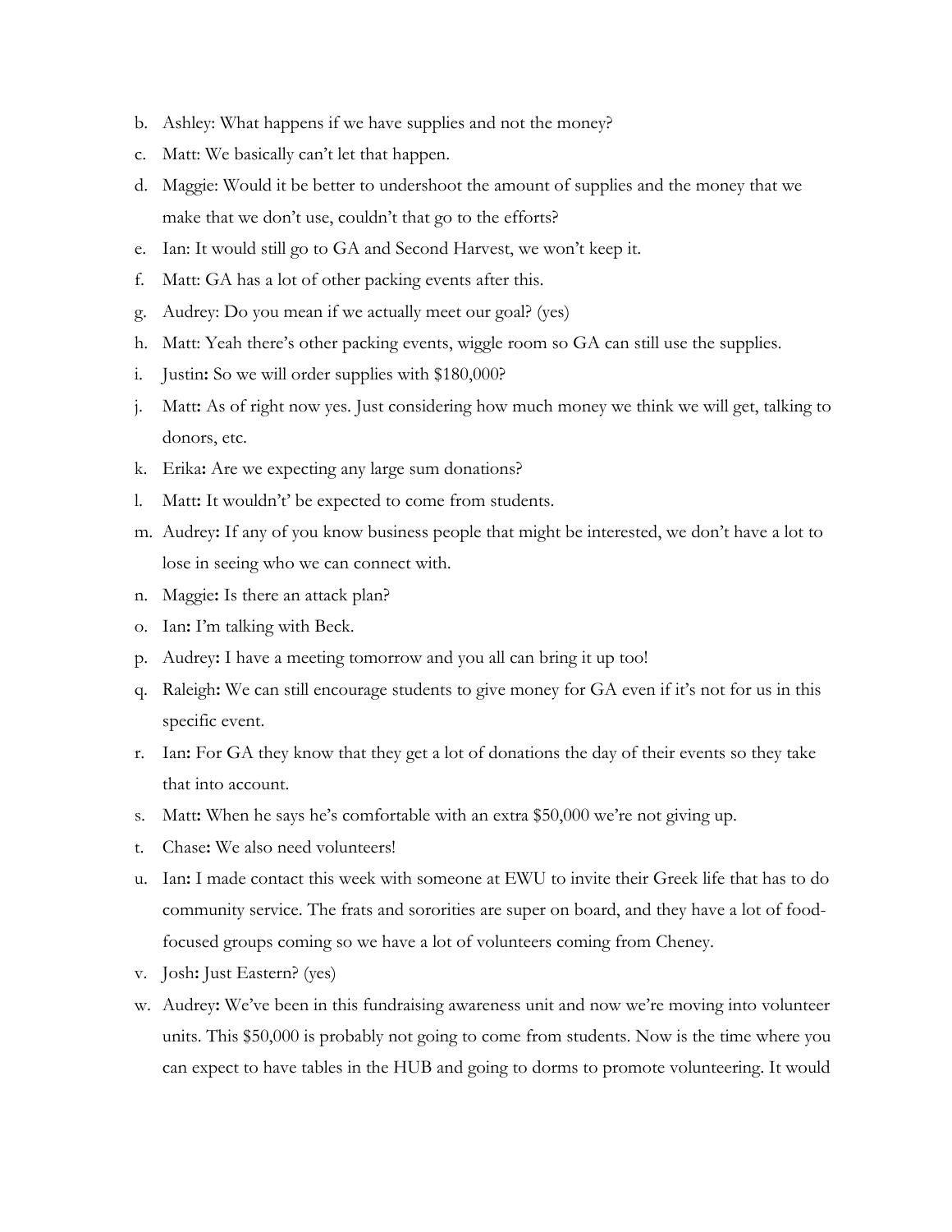b. Ashley: What happens if we have supplies and not the money?
c. Matt: We basically can't let that happen.
d. Maggie: Would it be better to undershoot the amount of supplies and the money that we make that we don't use, couldn't that go to the efforts?
e. Ian: It would still go to GA and Second Harvest, we won't keep it.
f. Matt: GA has a lot of other packing events after this.
g. Audrey: Do you mean if we actually meet our goal? (yes)
h. Matt: Yeah there's other packing events, wiggle room so GA can still use the supplies.
i. Justin**:** So we will order supplies with $180,000?
j. Matt**:** As of right now yes. Just considering how much money we think we will get, talking to donors, etc.
k. Erika**:** Are we expecting any large sum donations?
l. Matt**:** It wouldn't' be expected to come from students.
m. Audrey**:** If any of you know business people that might be interested, we don't have a lot to lose in seeing who we can connect with.
n. Maggie**:** Is there an attack plan?
o. Ian**:** I'm talking with Beck.
p. Audrey**:** I have a meeting tomorrow and you all can bring it up too!
q. Raleigh**:** We can still encourage students to give money for GA even if it's not for us in this specific event.
r. Ian**:** For GA they know that they get a lot of donations the day of their events so they take that into account.
s. Matt**:** When he says he's comfortable with an extra $50,000 we're not giving up.
t. Chase**:** We also need volunteers!
u. Ian**:** I made contact this week with someone at EWU to invite their Greek life that has to do community service. The frats and sororities are super on board, and they have a lot of food-focused groups coming so we have a lot of volunteers coming from Cheney.
v. Josh**:** Just Eastern? (yes)
w. Audrey**:** We've been in this fundraising awareness unit and now we're moving into volunteer units. This $50,000 is probably not going to come from students. Now is the time where you can expect to have tables in the HUB and going to dorms to promote volunteering. It would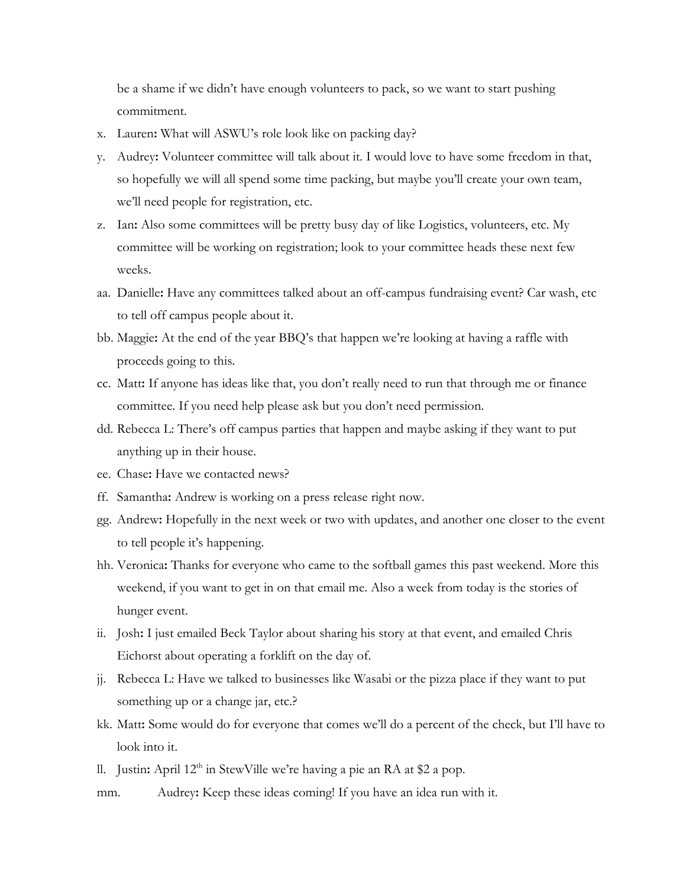be a shame if we didn't have enough volunteers to pack, so we want to start pushing commitment.

x. Lauren**:** What will ASWU's role look like on packing day?

y. Audrey**:** Volunteer committee will talk about it. I would love to have some freedom in that, so hopefully we will all spend some time packing, but maybe you'll create your own team, we'll need people for registration, etc.

z. Ian**:** Also some committees will be pretty busy day of like Logistics, volunteers, etc. My committee will be working on registration; look to your committee heads these next few weeks.

aa. Danielle**:** Have any committees talked about an off-campus fundraising event? Car wash, etc to tell off campus people about it.

bb. Maggie**:** At the end of the year BBQ's that happen we're looking at having a raffle with proceeds going to this.

cc. Matt**:** If anyone has ideas like that, you don't really need to run that through me or finance committee. If you need help please ask but you don't need permission.

dd. Rebecca L: There's off campus parties that happen and maybe asking if they want to put anything up in their house.

ee. Chase**:** Have we contacted news?

ff. Samantha**:** Andrew is working on a press release right now.

gg. Andrew**:** Hopefully in the next week or two with updates, and another one closer to the event to tell people it's happening.

hh. Veronica**:** Thanks for everyone who came to the softball games this past weekend. More this weekend, if you want to get in on that email me. Also a week from today is the stories of hunger event.

ii. Josh**:** I just emailed Beck Taylor about sharing his story at that event, and emailed Chris Eichorst about operating a forklift on the day of.

jj. Rebecca L: Have we talked to businesses like Wasabi or the pizza place if they want to put something up or a change jar, etc.?

kk. Matt**:** Some would do for everyone that comes we'll do a percent of the check, but I'll have to look into it.

ll. Justin**:** April 12th in StewVille we're having a pie an RA at $2 a pop.

mm. Audrey**:** Keep these ideas coming! If you have an idea run with it.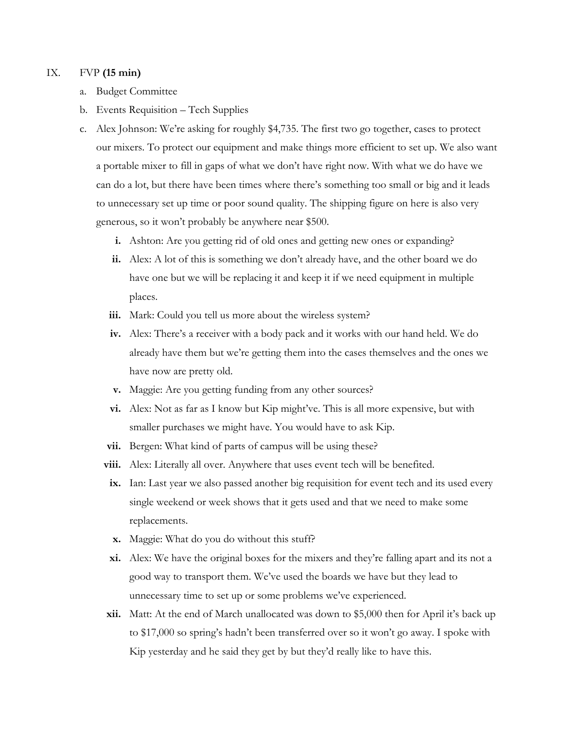IX. FVP **(15 min)**

a. Budget Committee

b. Events Requisition – Tech Supplies

c. Alex Johnson: We're asking for roughly $4,735. The first two go together, cases to protect our mixers. To protect our equipment and make things more efficient to set up. We also want a portable mixer to fill in gaps of what we don't have right now. With what we do have we can do a lot, but there have been times where there's something too small or big and it leads to unnecessary set up time or poor sound quality. The shipping figure on here is also very generous, so it won't probably be anywhere near $500.

   **i.** Ashton: Are you getting rid of old ones and getting new ones or expanding?

   **ii.** Alex: A lot of this is something we don't already have, and the other board we do have one but we will be replacing it and keep it if we need equipment in multiple places.

   **iii.** Mark: Could you tell us more about the wireless system?

   **iv.** Alex: There's a receiver with a body pack and it works with our hand held. We do already have them but we're getting them into the cases themselves and the ones we have now are pretty old.

   **v.** Maggie: Are you getting funding from any other sources?

   **vi.** Alex: Not as far as I know but Kip might've. This is all more expensive, but with smaller purchases we might have. You would have to ask Kip.

   **vii.** Bergen: What kind of parts of campus will be using these?

   **viii.** Alex: Literally all over. Anywhere that uses event tech will be benefited.

   **ix.** Ian: Last year we also passed another big requisition for event tech and its used every single weekend or week shows that it gets used and that we need to make some replacements.

   **x.** Maggie: What do you do without this stuff?

   **xi.** Alex: We have the original boxes for the mixers and they're falling apart and its not a good way to transport them. We've used the boards we have but they lead to unnecessary time to set up or some problems we've experienced.

   **xii.** Matt: At the end of March unallocated was down to $5,000 then for April it's back up to $17,000 so spring's hadn't been transferred over so it won't go away. I spoke with Kip yesterday and he said they get by but they'd really like to have this.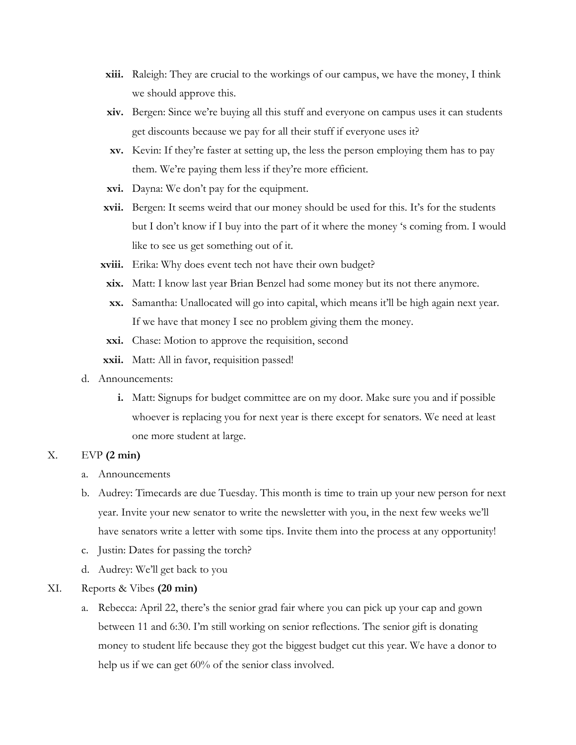xiii. Raleigh: They are crucial to the workings of our campus, we have the money, I think we should approve this.

xiv. Bergen: Since we're buying all this stuff and everyone on campus uses it can students get discounts because we pay for all their stuff if everyone uses it?

xv. Kevin: If they're faster at setting up, the less the person employing them has to pay them. We're paying them less if they're more efficient.

xvi. Dayna: We don't pay for the equipment.

xvii. Bergen: It seems weird that our money should be used for this. It's for the students but I don't know if I buy into the part of it where the money 's coming from. I would like to see us get something out of it.

xviii. Erika: Why does event tech not have their own budget?

xix. Matt: I know last year Brian Benzel had some money but its not there anymore.

xx. Samantha: Unallocated will go into capital, which means it'll be high again next year. If we have that money I see no problem giving them the money.

xxi. Chase: Motion to approve the requisition, second

xxii. Matt: All in favor, requisition passed!

d. Announcements:

i. Matt: Signups for budget committee are on my door. Make sure you and if possible whoever is replacing you for next year is there except for senators. We need at least one more student at large.

X. EVP **(2 min)**

a. Announcements

b. Audrey: Timecards are due Tuesday. This month is time to train up your new person for next year. Invite your new senator to write the newsletter with you, in the next few weeks we'll have senators write a letter with some tips. Invite them into the process at any opportunity!

c. Justin: Dates for passing the torch?

d. Audrey: We'll get back to you

XI. Reports & Vibes **(20 min)**

a. Rebecca: April 22, there's the senior grad fair where you can pick up your cap and gown between 11 and 6:30. I'm still working on senior reflections. The senior gift is donating money to student life because they got the biggest budget cut this year. We have a donor to help us if we can get 60% of the senior class involved.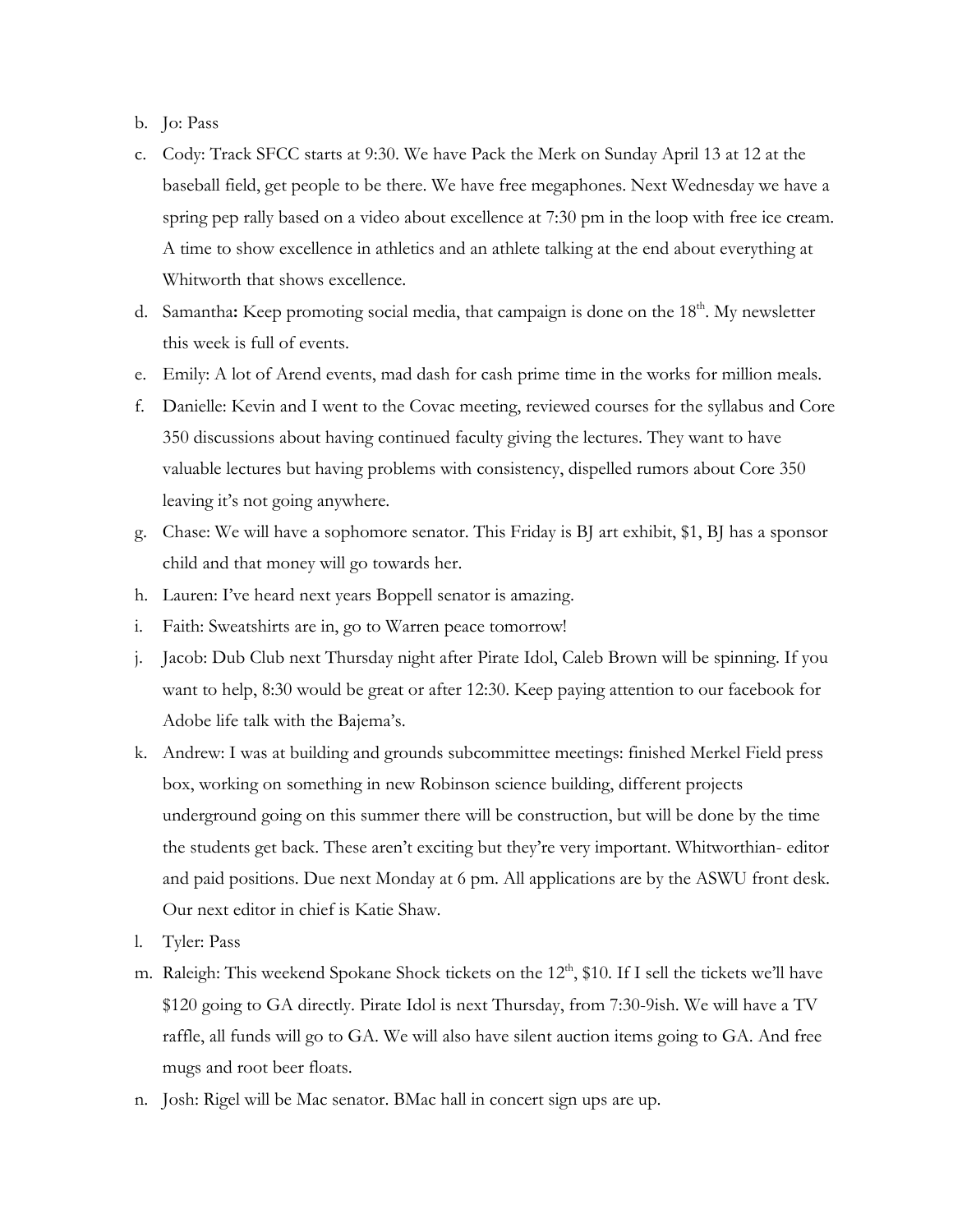b. Jo: Pass

c. Cody: Track SFCC starts at 9:30. We have Pack the Merk on Sunday April 13 at 12 at the baseball field, get people to be there. We have free megaphones. Next Wednesday we have a spring pep rally based on a video about excellence at 7:30 pm in the loop with free ice cream. A time to show excellence in athletics and an athlete talking at the end about everything at Whitworth that shows excellence.

d. Samantha**:** Keep promoting social media, that campaign is done on the 18th. My newsletter this week is full of events.

e. Emily: A lot of Arend events, mad dash for cash prime time in the works for million meals.

f. Danielle: Kevin and I went to the Covac meeting, reviewed courses for the syllabus and Core 350 discussions about having continued faculty giving the lectures. They want to have valuable lectures but having problems with consistency, dispelled rumors about Core 350 leaving it's not going anywhere.

g. Chase: We will have a sophomore senator. This Friday is BJ art exhibit, $1, BJ has a sponsor child and that money will go towards her.

h. Lauren: I've heard next years Boppell senator is amazing.

i. Faith: Sweatshirts are in, go to Warren peace tomorrow!

j. Jacob: Dub Club next Thursday night after Pirate Idol, Caleb Brown will be spinning. If you want to help, 8:30 would be great or after 12:30. Keep paying attention to our facebook for Adobe life talk with the Bajema's.

k. Andrew: I was at building and grounds subcommittee meetings: finished Merkel Field press box, working on something in new Robinson science building, different projects underground going on this summer there will be construction, but will be done by the time the students get back. These aren't exciting but they're very important. Whitworthian- editor and paid positions. Due next Monday at 6 pm. All applications are by the ASWU front desk. Our next editor in chief is Katie Shaw.

l. Tyler: Pass

m. Raleigh: This weekend Spokane Shock tickets on the 12th, $10. If I sell the tickets we'll have $120 going to GA directly. Pirate Idol is next Thursday, from 7:30-9ish. We will have a TV raffle, all funds will go to GA. We will also have silent auction items going to GA. And free mugs and root beer floats.

n. Josh: Rigel will be Mac senator. BMac hall in concert sign ups are up.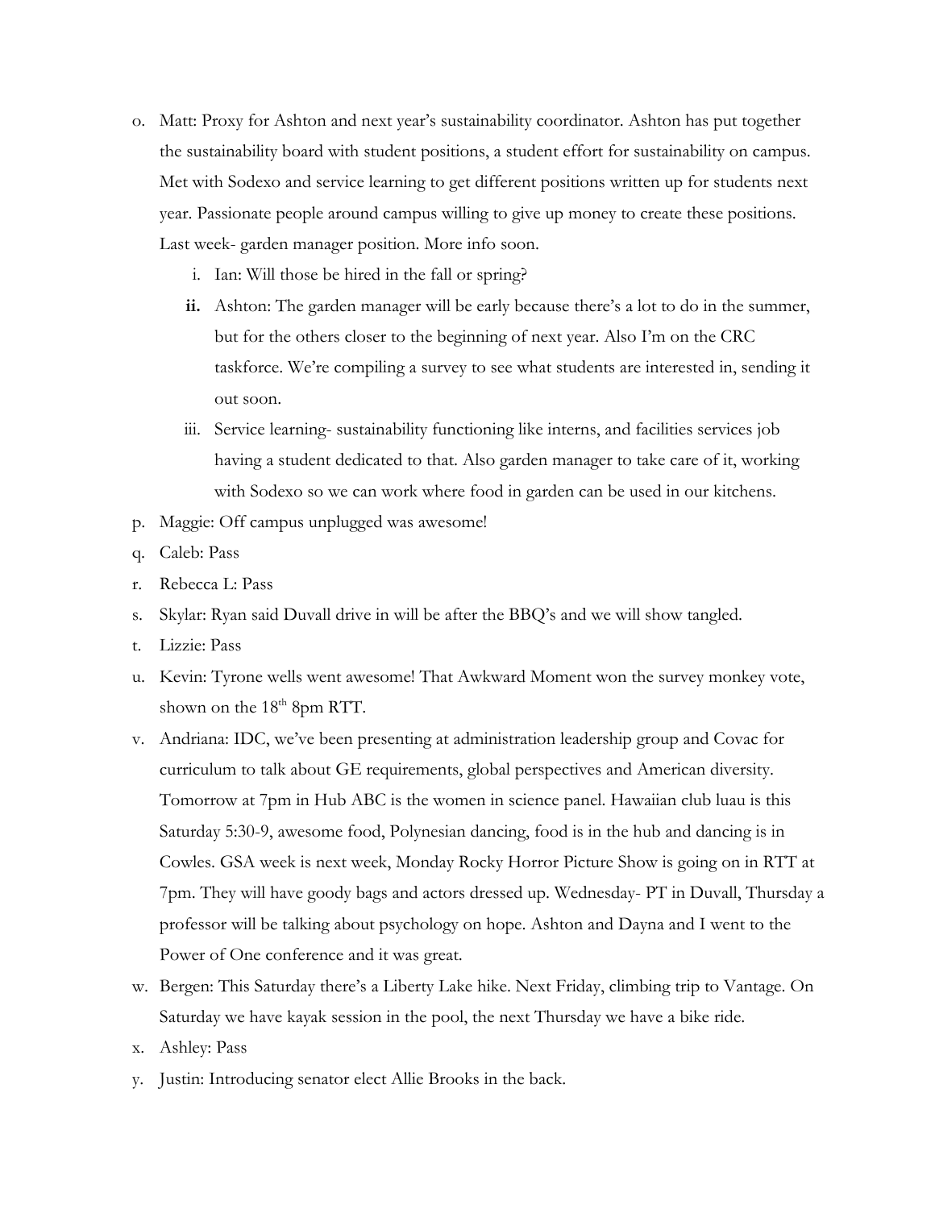o. Matt: Proxy for Ashton and next year's sustainability coordinator. Ashton has put together the sustainability board with student positions, a student effort for sustainability on campus. Met with Sodexo and service learning to get different positions written up for students next year. Passionate people around campus willing to give up money to create these positions. Last week- garden manager position. More info soon.

   i. Ian: Will those be hired in the fall or spring?

   **ii.** Ashton: The garden manager will be early because there's a lot to do in the summer, but for the others closer to the beginning of next year. Also I'm on the CRC taskforce. We're compiling a survey to see what students are interested in, sending it out soon.

   iii. Service learning- sustainability functioning like interns, and facilities services job having a student dedicated to that. Also garden manager to take care of it, working with Sodexo so we can work where food in garden can be used in our kitchens.

p. Maggie: Off campus unplugged was awesome!

q. Caleb: Pass

r. Rebecca L: Pass

s. Skylar: Ryan said Duvall drive in will be after the BBQ's and we will show tangled.

t. Lizzie: Pass

u. Kevin: Tyrone wells went awesome! That Awkward Moment won the survey monkey vote, shown on the 18th 8pm RTT.

v. Andriana: IDC, we've been presenting at administration leadership group and Covac for curriculum to talk about GE requirements, global perspectives and American diversity. Tomorrow at 7pm in Hub ABC is the women in science panel. Hawaiian club luau is this Saturday 5:30-9, awesome food, Polynesian dancing, food is in the hub and dancing is in Cowles. GSA week is next week, Monday Rocky Horror Picture Show is going on in RTT at 7pm. They will have goody bags and actors dressed up. Wednesday- PT in Duvall, Thursday a professor will be talking about psychology on hope. Ashton and Dayna and I went to the Power of One conference and it was great.

w. Bergen: This Saturday there's a Liberty Lake hike. Next Friday, climbing trip to Vantage. On Saturday we have kayak session in the pool, the next Thursday we have a bike ride.

x. Ashley: Pass

y. Justin: Introducing senator elect Allie Brooks in the back.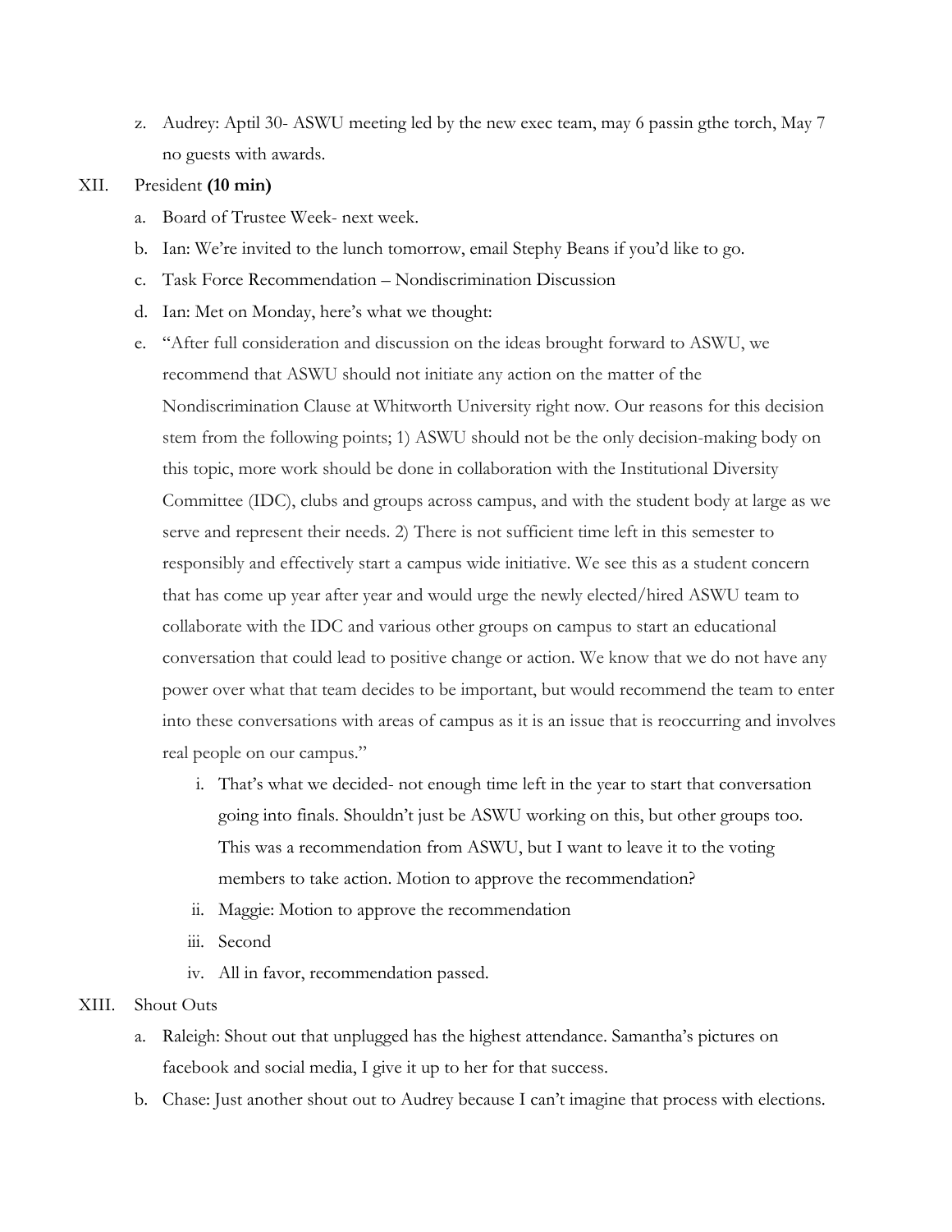z. Audrey: Aptil 30- ASWU meeting led by the new exec team, may 6 passin gthe torch, May 7 no guests with awards.

XII. President **(10 min)**

a. Board of Trustee Week- next week.

b. Ian: We're invited to the lunch tomorrow, email Stephy Beans if you'd like to go.

c. Task Force Recommendation – Nondiscrimination Discussion

d. Ian: Met on Monday, here's what we thought:

e. "After full consideration and discussion on the ideas brought forward to ASWU, we recommend that ASWU should not initiate any action on the matter of the Nondiscrimination Clause at Whitworth University right now. Our reasons for this decision stem from the following points; 1) ASWU should not be the only decision-making body on this topic, more work should be done in collaboration with the Institutional Diversity Committee (IDC), clubs and groups across campus, and with the student body at large as we serve and represent their needs. 2) There is not sufficient time left in this semester to responsibly and effectively start a campus wide initiative. We see this as a student concern that has come up year after year and would urge the newly elected/hired ASWU team to collaborate with the IDC and various other groups on campus to start an educational conversation that could lead to positive change or action. We know that we do not have any power over what that team decides to be important, but would recommend the team to enter into these conversations with areas of campus as it is an issue that is reoccurring and involves real people on our campus."

   i. That's what we decided- not enough time left in the year to start that conversation going into finals. Shouldn't just be ASWU working on this, but other groups too. This was a recommendation from ASWU, but I want to leave it to the voting members to take action. Motion to approve the recommendation?

   ii. Maggie: Motion to approve the recommendation

   iii. Second

   iv. All in favor, recommendation passed.

XIII. Shout Outs

a. Raleigh: Shout out that unplugged has the highest attendance. Samantha's pictures on facebook and social media, I give it up to her for that success.

b. Chase: Just another shout out to Audrey because I can't imagine that process with elections.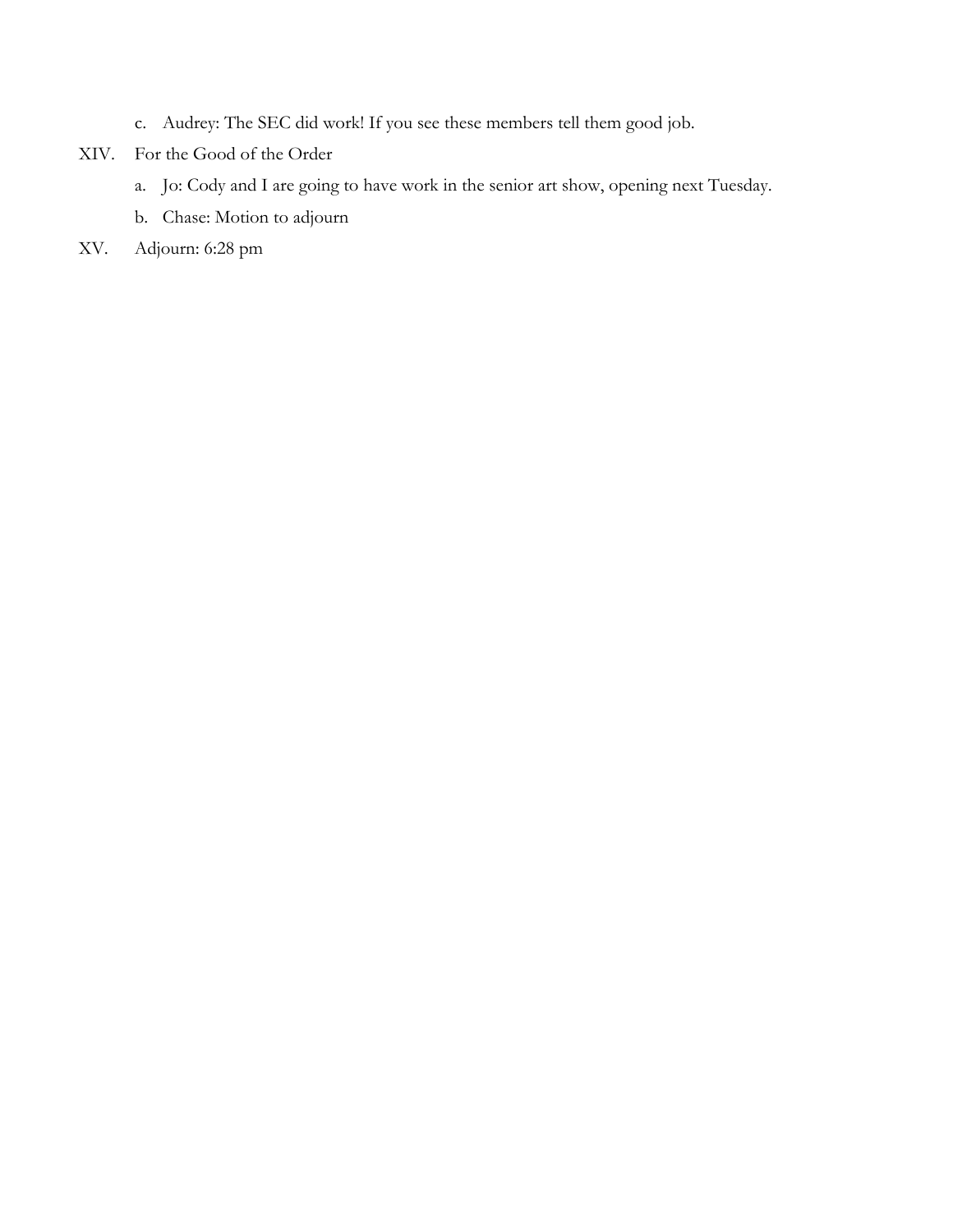c. Audrey: The SEC did work! If you see these members tell them good job.

XIV. For the Good of the Order

   a. Jo: Cody and I are going to have work in the senior art show, opening next Tuesday.

   b. Chase: Motion to adjourn

XV. Adjourn: 6:28 pm